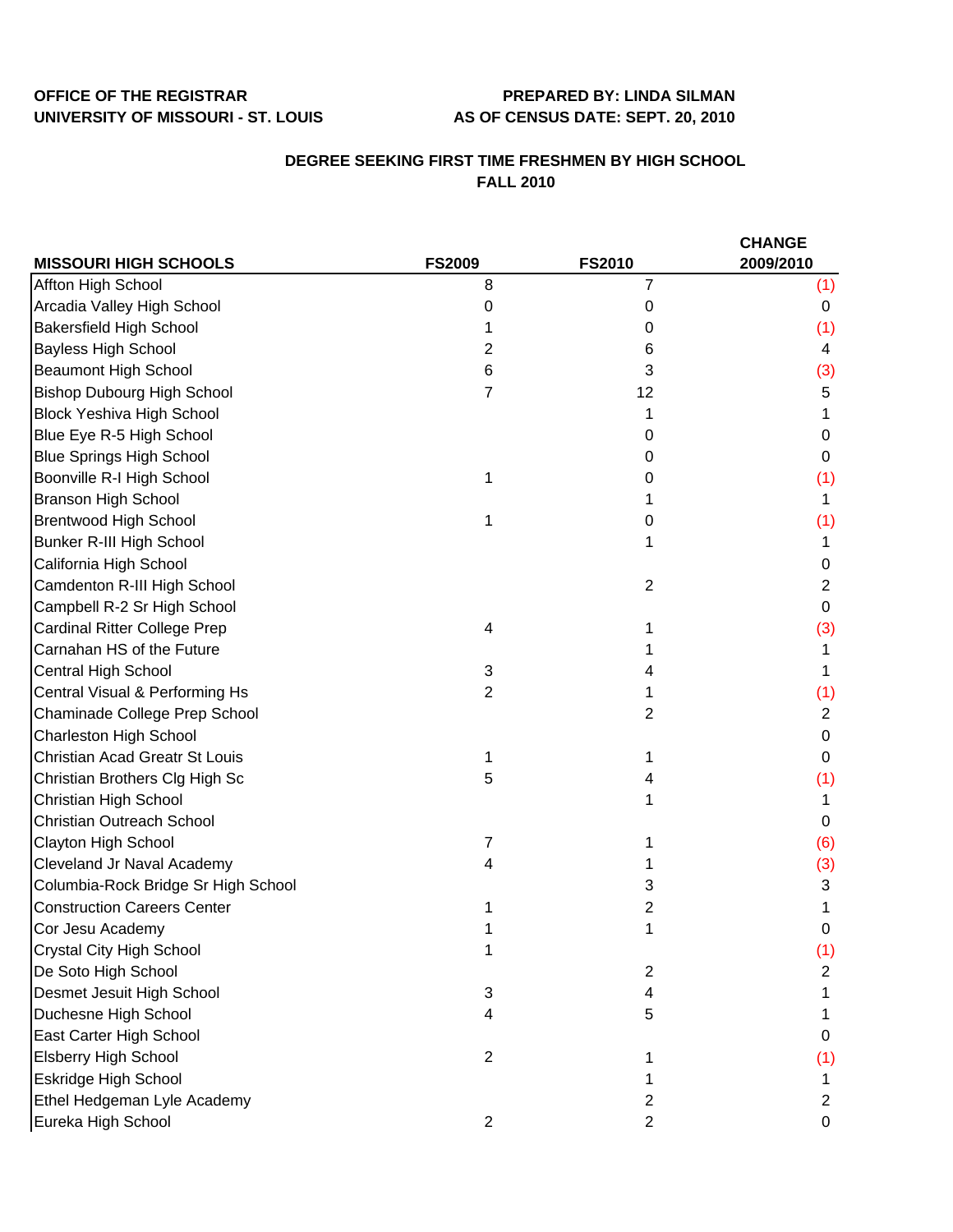**OFFICE OF THE REGISTRAR**
**UNIVERSITY OF MISSOURI - ST. LOUIS**

**PREPARED BY: LINDA SILMAN**
**AS OF CENSUS DATE: SEPT. 20, 2010**

## DEGREE SEEKING FIRST TIME FRESHMEN BY HIGH SCHOOL
## FALL 2010

| MISSOURI HIGH SCHOOLS | FS2009 | FS2010 | CHANGE 2009/2010 |
|---|---|---|---|
| Affton High School | 8 | 7 | (1) |
| Arcadia Valley High School | 0 | 0 | 0 |
| Bakersfield High School | 1 | 0 | (1) |
| Bayless High School | 2 | 6 | 4 |
| Beaumont High School | 6 | 3 | (3) |
| Bishop Dubourg High School | 7 | 12 | 5 |
| Block Yeshiva High School | | 1 | 1 |
| Blue Eye R-5 High School | | 0 | 0 |
| Blue Springs High School | | 0 | 0 |
| Boonville R-I High School | 1 | 0 | (1) |
| Branson High School | | 1 | 1 |
| Brentwood High School | 1 | 0 | (1) |
| Bunker R-III High School | | 1 | 1 |
| California High School | | | 0 |
| Camdenton R-III High School | | 2 | 2 |
| Campbell R-2 Sr High School | | | 0 |
| Cardinal Ritter College Prep | 4 | 1 | (3) |
| Carnahan HS of the Future | | 1 | 1 |
| Central High School | 3 | 4 | 1 |
| Central Visual & Performing Hs | 2 | 1 | (1) |
| Chaminade College Prep School | | 2 | 2 |
| Charleston High School | | | 0 |
| Christian Acad Greatr St Louis | 1 | 1 | 0 |
| Christian Brothers Clg High Sc | 5 | 4 | (1) |
| Christian High School | | 1 | 1 |
| Christian Outreach School | | | 0 |
| Clayton High School | 7 | 1 | (6) |
| Cleveland Jr Naval Academy | 4 | 1 | (3) |
| Columbia-Rock Bridge Sr High School | | 3 | 3 |
| Construction Careers Center | 1 | 2 | 1 |
| Cor Jesu Academy | 1 | 1 | 0 |
| Crystal City High School | 1 | | (1) |
| De Soto High School | | 2 | 2 |
| Desmet Jesuit High School | 3 | 4 | 1 |
| Duchesne High School | 4 | 5 | 1 |
| East Carter High School | | | 0 |
| Elsberry High School | 2 | 1 | (1) |
| Eskridge High School | | 1 | 1 |
| Ethel Hedgeman Lyle Academy | | 2 | 2 |
| Eureka High School | 2 | 2 | 0 |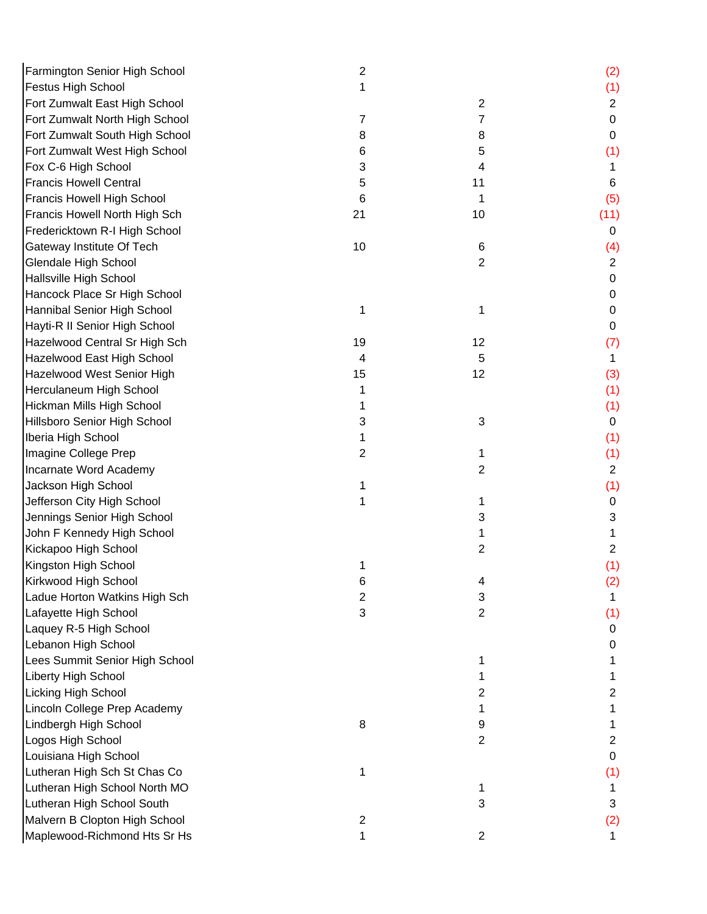| | | | |
|---|---|---|---|
| Farmington Senior High School | 2 | | (2) |
| Festus High School | 1 | | (1) |
| Fort Zumwalt East High School | | 2 | 2 |
| Fort Zumwalt North High School | 7 | 7 | 0 |
| Fort Zumwalt South High School | 8 | 8 | 0 |
| Fort Zumwalt West High School | 6 | 5 | (1) |
| Fox C-6 High School | 3 | 4 | 1 |
| Francis Howell Central | 5 | 11 | 6 |
| Francis Howell High School | 6 | 1 | (5) |
| Francis Howell North High Sch | 21 | 10 | (11) |
| Fredericktown R-I High School | | | 0 |
| Gateway Institute Of Tech | 10 | 6 | (4) |
| Glendale High School | | 2 | 2 |
| Hallsville High School | | | 0 |
| Hancock Place Sr High School | | | 0 |
| Hannibal Senior High School | 1 | 1 | 0 |
| Hayti-R II Senior High School | | | 0 |
| Hazelwood Central Sr High Sch | 19 | 12 | (7) |
| Hazelwood East High School | 4 | 5 | 1 |
| Hazelwood West Senior High | 15 | 12 | (3) |
| Herculaneum High School | 1 | | (1) |
| Hickman Mills High School | 1 | | (1) |
| Hillsboro Senior High School | 3 | 3 | 0 |
| Iberia High School | 1 | | (1) |
| Imagine College Prep | 2 | 1 | (1) |
| Incarnate Word Academy | | 2 | 2 |
| Jackson High School | 1 | | (1) |
| Jefferson City High School | 1 | 1 | 0 |
| Jennings Senior High School | | 3 | 3 |
| John F Kennedy High School | | 1 | 1 |
| Kickapoo High School | | 2 | 2 |
| Kingston High School | 1 | | (1) |
| Kirkwood High School | 6 | 4 | (2) |
| Ladue Horton Watkins High Sch | 2 | 3 | 1 |
| Lafayette High School | 3 | 2 | (1) |
| Laquey R-5 High School | | | 0 |
| Lebanon High School | | | 0 |
| Lees Summit Senior High School | | 1 | 1 |
| Liberty High School | | 1 | 1 |
| Licking High School | | 2 | 2 |
| Lincoln College Prep Academy | | 1 | 1 |
| Lindbergh High School | 8 | 9 | 1 |
| Logos High School | | 2 | 2 |
| Louisiana High School | | | 0 |
| Lutheran High Sch St Chas Co | 1 | | (1) |
| Lutheran High School North MO | | 1 | 1 |
| Lutheran High School South | | 3 | 3 |
| Malvern B Clopton High School | 2 | | (2) |
| Maplewood-Richmond Hts Sr Hs | 1 | 2 | 1 |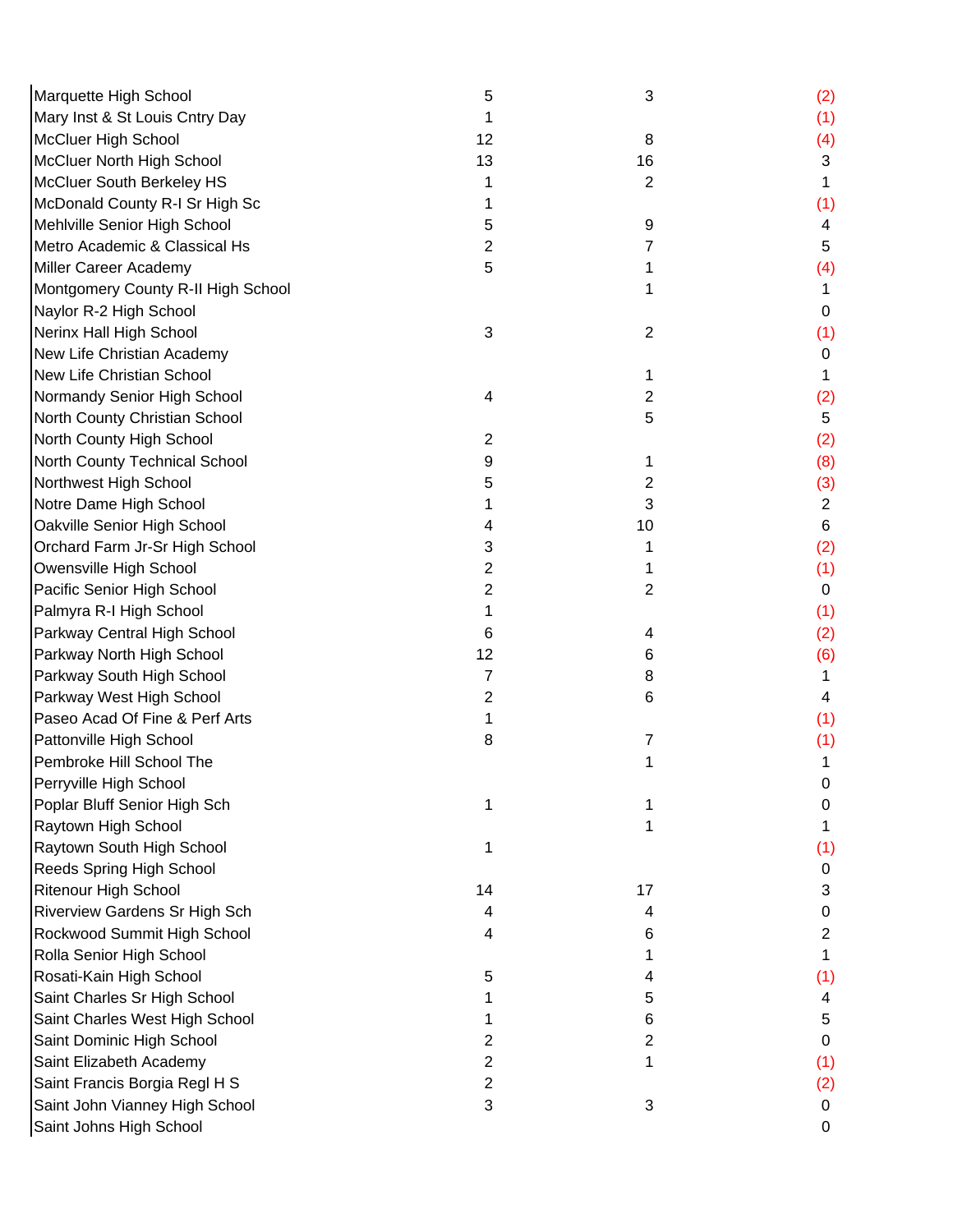| | | | |
|---|---|---|---|
| Marquette High School | 5 | 3 | (2) |
| Mary Inst & St Louis Cntry Day | 1 | | (1) |
| McCluer High School | 12 | 8 | (4) |
| McCluer North High School | 13 | 16 | 3 |
| McCluer South Berkeley HS | 1 | 2 | 1 |
| McDonald County R-I Sr High Sc | 1 | | (1) |
| Mehlville Senior High School | 5 | 9 | 4 |
| Metro Academic & Classical Hs | 2 | 7 | 5 |
| Miller Career Academy | 5 | 1 | (4) |
| Montgomery County R-II High School | | 1 | 1 |
| Naylor R-2 High School | | | 0 |
| Nerinx Hall High School | 3 | 2 | (1) |
| New Life Christian Academy | | | 0 |
| New Life Christian School | | 1 | 1 |
| Normandy Senior High School | 4 | 2 | (2) |
| North County Christian School | | 5 | 5 |
| North County High School | 2 | | (2) |
| North County Technical School | 9 | 1 | (8) |
| Northwest High School | 5 | 2 | (3) |
| Notre Dame High School | 1 | 3 | 2 |
| Oakville Senior High School | 4 | 10 | 6 |
| Orchard Farm Jr-Sr High School | 3 | 1 | (2) |
| Owensville High School | 2 | 1 | (1) |
| Pacific Senior High School | 2 | 2 | 0 |
| Palmyra R-I High School | 1 | | (1) |
| Parkway Central High School | 6 | 4 | (2) |
| Parkway North High School | 12 | 6 | (6) |
| Parkway South High School | 7 | 8 | 1 |
| Parkway West High School | 2 | 6 | 4 |
| Paseo Acad Of Fine & Perf Arts | 1 | | (1) |
| Pattonville High School | 8 | 7 | (1) |
| Pembroke Hill School The | | 1 | 1 |
| Perryville High School | | | 0 |
| Poplar Bluff Senior High Sch | 1 | 1 | 0 |
| Raytown High School | | 1 | 1 |
| Raytown South High School | 1 | | (1) |
| Reeds Spring High School | | | 0 |
| Ritenour High School | 14 | 17 | 3 |
| Riverview Gardens Sr High Sch | 4 | 4 | 0 |
| Rockwood Summit High School | 4 | 6 | 2 |
| Rolla Senior High School | | 1 | 1 |
| Rosati-Kain High School | 5 | 4 | (1) |
| Saint Charles Sr High School | 1 | 5 | 4 |
| Saint Charles West High School | 1 | 6 | 5 |
| Saint Dominic High School | 2 | 2 | 0 |
| Saint Elizabeth Academy | 2 | 1 | (1) |
| Saint Francis Borgia Regl H S | 2 | | (2) |
| Saint John Vianney High School | 3 | 3 | 0 |
| Saint Johns High School | | | 0 |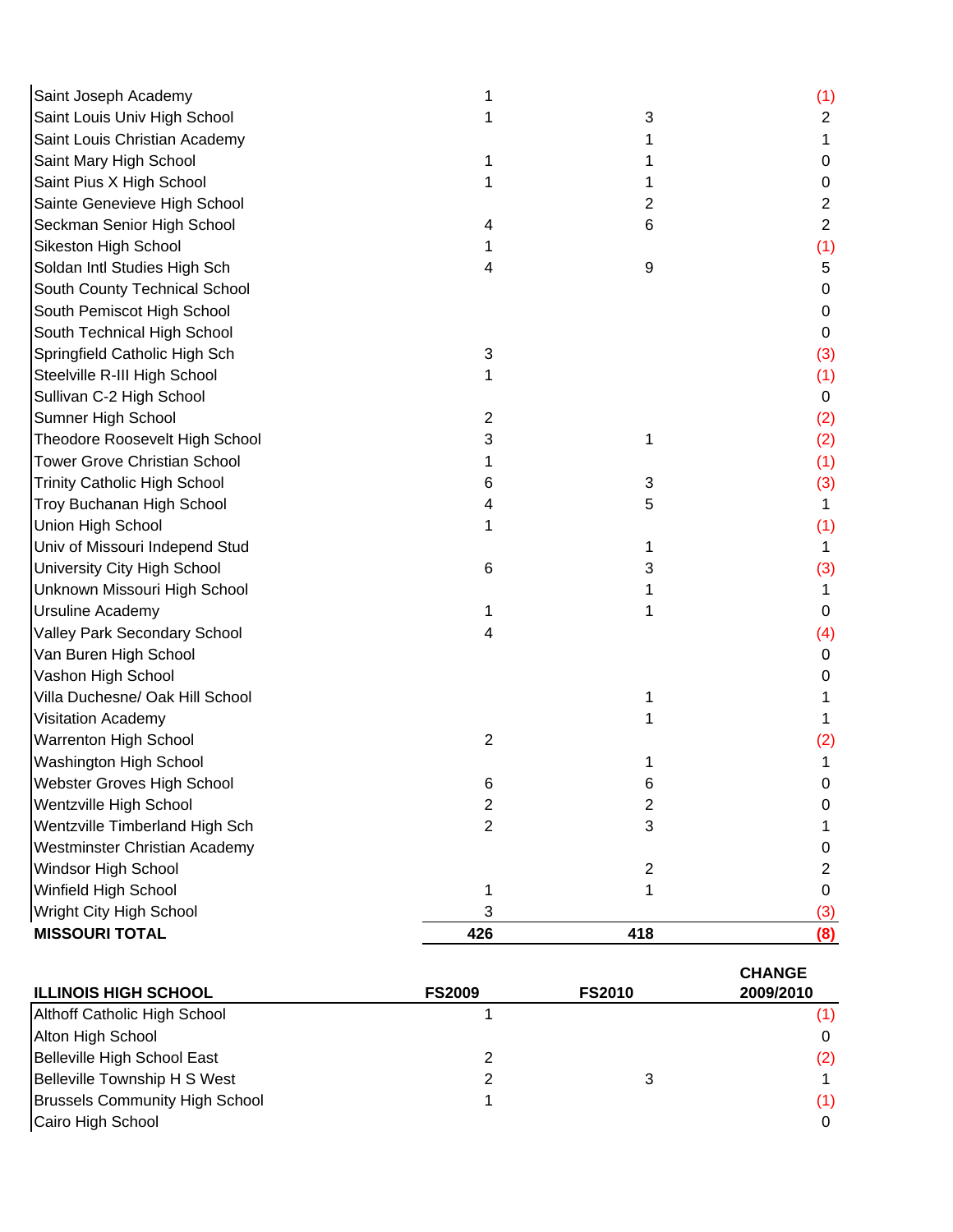| | | | |
|---|---|---|---|
| Saint Joseph Academy | 1 | | (1) |
| Saint Louis Univ High School | 1 | 3 | 2 |
| Saint Louis Christian Academy | | 1 | 1 |
| Saint Mary High School | 1 | 1 | 0 |
| Saint Pius X High School | 1 | 1 | 0 |
| Sainte Genevieve High School | | 2 | 2 |
| Seckman Senior High School | 4 | 6 | 2 |
| Sikeston High School | 1 | | (1) |
| Soldan Intl Studies High Sch | 4 | 9 | 5 |
| South County Technical School | | | 0 |
| South Pemiscot High School | | | 0 |
| South Technical High School | | | 0 |
| Springfield Catholic High Sch | 3 | | (3) |
| Steelville R-III High School | 1 | | (1) |
| Sullivan C-2 High School | | | 0 |
| Sumner High School | 2 | | (2) |
| Theodore Roosevelt High School | 3 | 1 | (2) |
| Tower Grove Christian School | 1 | | (1) |
| Trinity Catholic High School | 6 | 3 | (3) |
| Troy Buchanan High School | 4 | 5 | 1 |
| Union High School | 1 | | (1) |
| Univ of Missouri Independ Stud | | 1 | 1 |
| University City High School | 6 | 3 | (3) |
| Unknown Missouri High School | | 1 | 1 |
| Ursuline Academy | 1 | 1 | 0 |
| Valley Park Secondary School | 4 | | (4) |
| Van Buren High School | | | 0 |
| Vashon High School | | | 0 |
| Villa Duchesne/ Oak Hill School | | 1 | 1 |
| Visitation Academy | | 1 | 1 |
| Warrenton High School | 2 | | (2) |
| Washington High School | | 1 | 1 |
| Webster Groves High School | 6 | 6 | 0 |
| Wentzville High School | 2 | 2 | 0 |
| Wentzville Timberland High Sch | 2 | 3 | 1 |
| Westminster Christian Academy | | | 0 |
| Windsor High School | | 2 | 2 |
| Winfield High School | 1 | 1 | 0 |
| Wright City High School | 3 | | (3) |
| **MISSOURI TOTAL** | **426** | **418** | **(8)** |

| ILLINOIS HIGH SCHOOL | FS2009 | FS2010 | CHANGE 2009/2010 |
|---|---|---|---|
| Althoff Catholic High School | 1 | | (1) |
| Alton High School | | | 0 |
| Belleville High School East | 2 | | (2) |
| Belleville Township H S West | 2 | 3 | 1 |
| Brussels Community High School | 1 | | (1) |
| Cairo High School | | | 0 |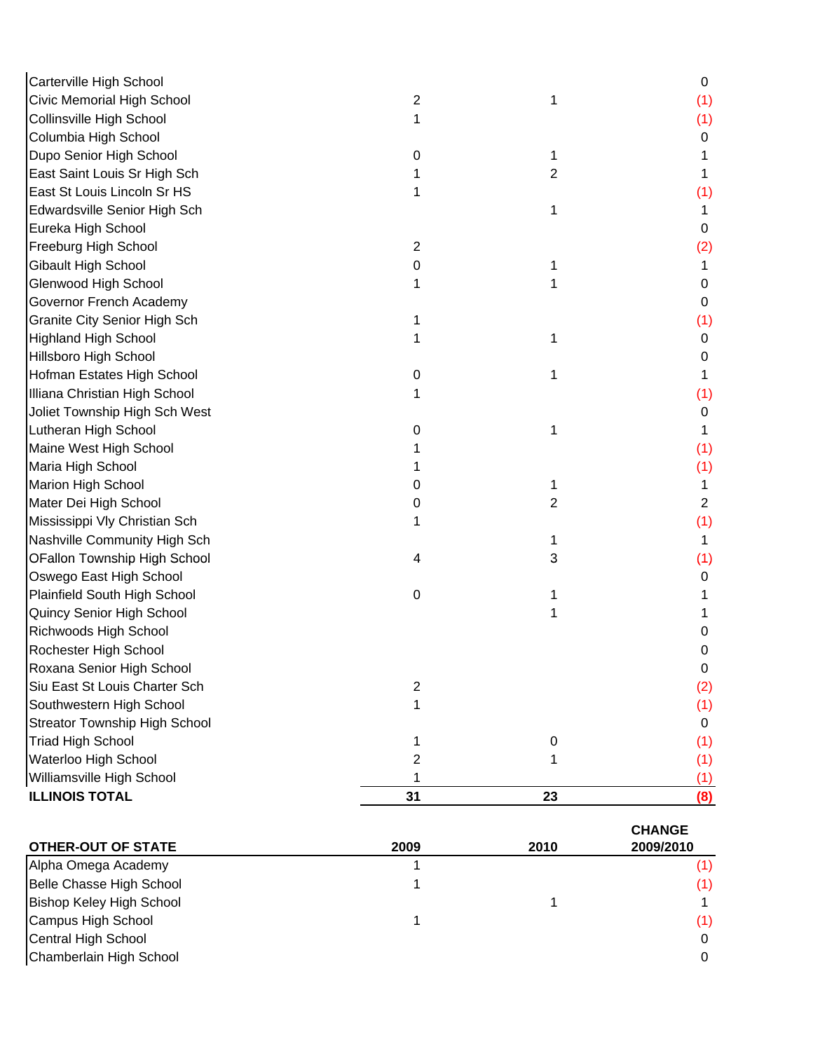| | 2009 | 2010 | CHANGE 2009/2010 |
|---|---|---|---|
| Carterville High School | | | 0 |
| Civic Memorial High School | 2 | 1 | (1) |
| Collinsville High School | 1 | | (1) |
| Columbia High School | | | 0 |
| Dupo Senior High School | 0 | 1 | 1 |
| East Saint Louis Sr High Sch | 1 | 2 | 1 |
| East St Louis Lincoln Sr HS | 1 | | (1) |
| Edwardsville Senior High Sch | | 1 | 1 |
| Eureka High School | | | 0 |
| Freeburg High School | 2 | | (2) |
| Gibault High School | 0 | 1 | 1 |
| Glenwood High School | 1 | 1 | 0 |
| Governor French Academy | | | 0 |
| Granite City Senior High Sch | 1 | | (1) |
| Highland High School | 1 | 1 | 0 |
| Hillsboro High School | | | 0 |
| Hofman Estates High School | 0 | 1 | 1 |
| Illiana Christian High School | 1 | | (1) |
| Joliet Township High Sch West | | | 0 |
| Lutheran High School | 0 | 1 | 1 |
| Maine West High School | 1 | | (1) |
| Maria High School | 1 | | (1) |
| Marion High School | 0 | 1 | 1 |
| Mater Dei High School | 0 | 2 | 2 |
| Mississippi Vly Christian Sch | 1 | | (1) |
| Nashville Community High Sch | | 1 | 1 |
| OFallon Township High School | 4 | 3 | (1) |
| Oswego East High School | | | 0 |
| Plainfield South High School | 0 | 1 | 1 |
| Quincy Senior High School | | 1 | 1 |
| Richwoods High School | | | 0 |
| Rochester High School | | | 0 |
| Roxana Senior High School | | | 0 |
| Siu East St Louis Charter Sch | 2 | | (2) |
| Southwestern High School | 1 | | (1) |
| Streator Township High School | | | 0 |
| Triad High School | 1 | 0 | (1) |
| Waterloo High School | 2 | 1 | (1) |
| Williamsville High School | 1 | | (1) |
| **ILLINOIS TOTAL** | **31** | **23** | **(8)** |

| OTHER-OUT OF STATE | 2009 | 2010 | CHANGE 2009/2010 |
|---|---|---|---|
| Alpha Omega Academy | 1 | | (1) |
| Belle Chasse High School | 1 | | (1) |
| Bishop Keley High School | | 1 | 1 |
| Campus High School | 1 | | (1) |
| Central High School | | | 0 |
| Chamberlain High School | | | 0 |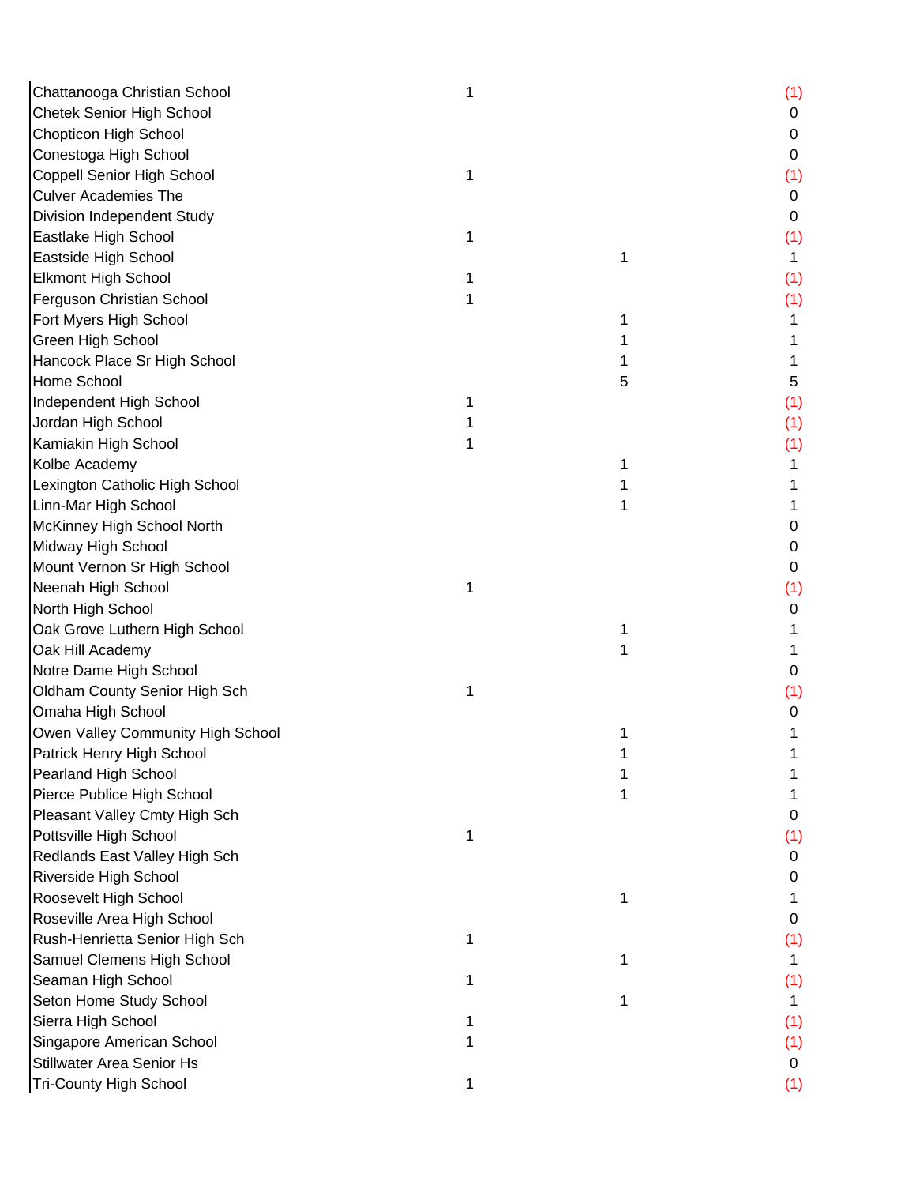| | | | |
|---|---|---|---|
| Chattanooga Christian School | 1 | | (1) |
| Chetek Senior High School | | | 0 |
| Chopticon High School | | | 0 |
| Conestoga High School | | | 0 |
| Coppell Senior High School | 1 | | (1) |
| Culver Academies The | | | 0 |
| Division Independent Study | | | 0 |
| Eastlake High School | 1 | | (1) |
| Eastside High School | | 1 | 1 |
| Elkmont High School | 1 | | (1) |
| Ferguson Christian School | 1 | | (1) |
| Fort Myers High School | | 1 | 1 |
| Green High School | | 1 | 1 |
| Hancock Place Sr High School | | 1 | 1 |
| Home School | | 5 | 5 |
| Independent High School | 1 | | (1) |
| Jordan High School | 1 | | (1) |
| Kamiakin High School | 1 | | (1) |
| Kolbe Academy | | 1 | 1 |
| Lexington Catholic High School | | 1 | 1 |
| Linn-Mar High School | | 1 | 1 |
| McKinney High School North | | | 0 |
| Midway High School | | | 0 |
| Mount Vernon Sr High School | | | 0 |
| Neenah High School | 1 | | (1) |
| North High School | | | 0 |
| Oak Grove Luthern High School | | 1 | 1 |
| Oak Hill Academy | | 1 | 1 |
| Notre Dame High School | | | 0 |
| Oldham County Senior High Sch | 1 | | (1) |
| Omaha High School | | | 0 |
| Owen Valley Community High School | | 1 | 1 |
| Patrick Henry High School | | 1 | 1 |
| Pearland High School | | 1 | 1 |
| Pierce Publice High School | | 1 | 1 |
| Pleasant Valley Cmty High Sch | | | 0 |
| Pottsville High School | 1 | | (1) |
| Redlands East Valley High Sch | | | 0 |
| Riverside High School | | | 0 |
| Roosevelt High School | | 1 | 1 |
| Roseville Area High School | | | 0 |
| Rush-Henrietta Senior High Sch | 1 | | (1) |
| Samuel Clemens High School | | 1 | 1 |
| Seaman High School | 1 | | (1) |
| Seton Home Study School | | 1 | 1 |
| Sierra High School | 1 | | (1) |
| Singapore American School | 1 | | (1) |
| Stillwater Area Senior Hs | | | 0 |
| Tri-County High School | 1 | | (1) |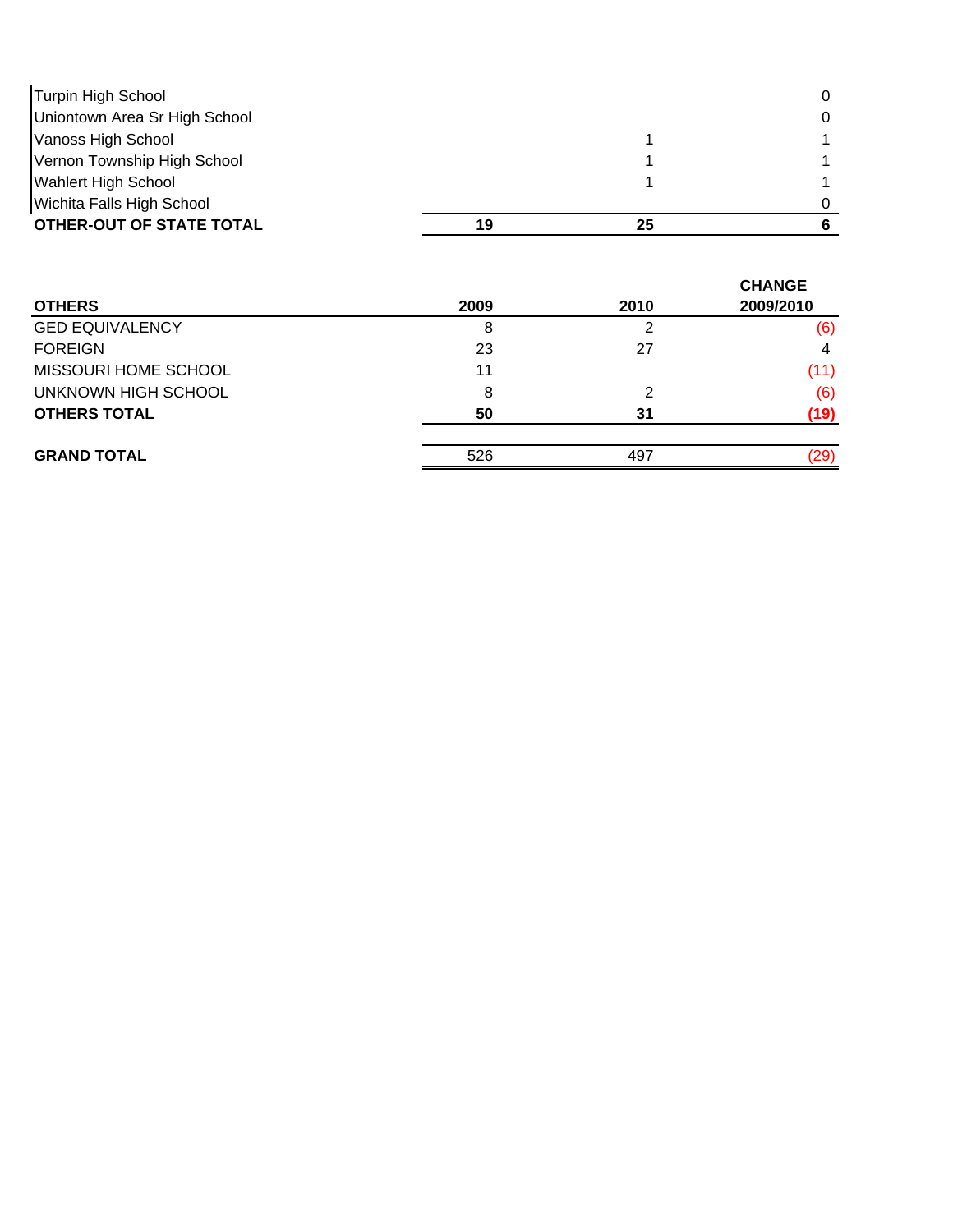| | | | |
|---|---|---|---|
| Turpin High School | | | 0 |
| Uniontown Area Sr High School | | | 0 |
| Vanoss High School | | 1 | 1 |
| Vernon Township High School | | 1 | 1 |
| Wahlert High School | | 1 | 1 |
| Wichita Falls High School | | | 0 |
| **OTHER-OUT OF STATE TOTAL** | **19** | **25** | **6** |

| **OTHERS** | **2009** | **2010** | **CHANGE 2009/2010** |
|---|---|---|---|
| GED EQUIVALENCY | 8 | 2 | (6) |
| FOREIGN | 23 | 27 | 4 |
| MISSOURI HOME SCHOOL | 11 | | (11) |
| UNKNOWN HIGH SCHOOL | 8 | 2 | (6) |
| **OTHERS TOTAL** | **50** | **31** | **(19)** |
| | | | |
| **GRAND TOTAL** | 526 | 497 | (29) |